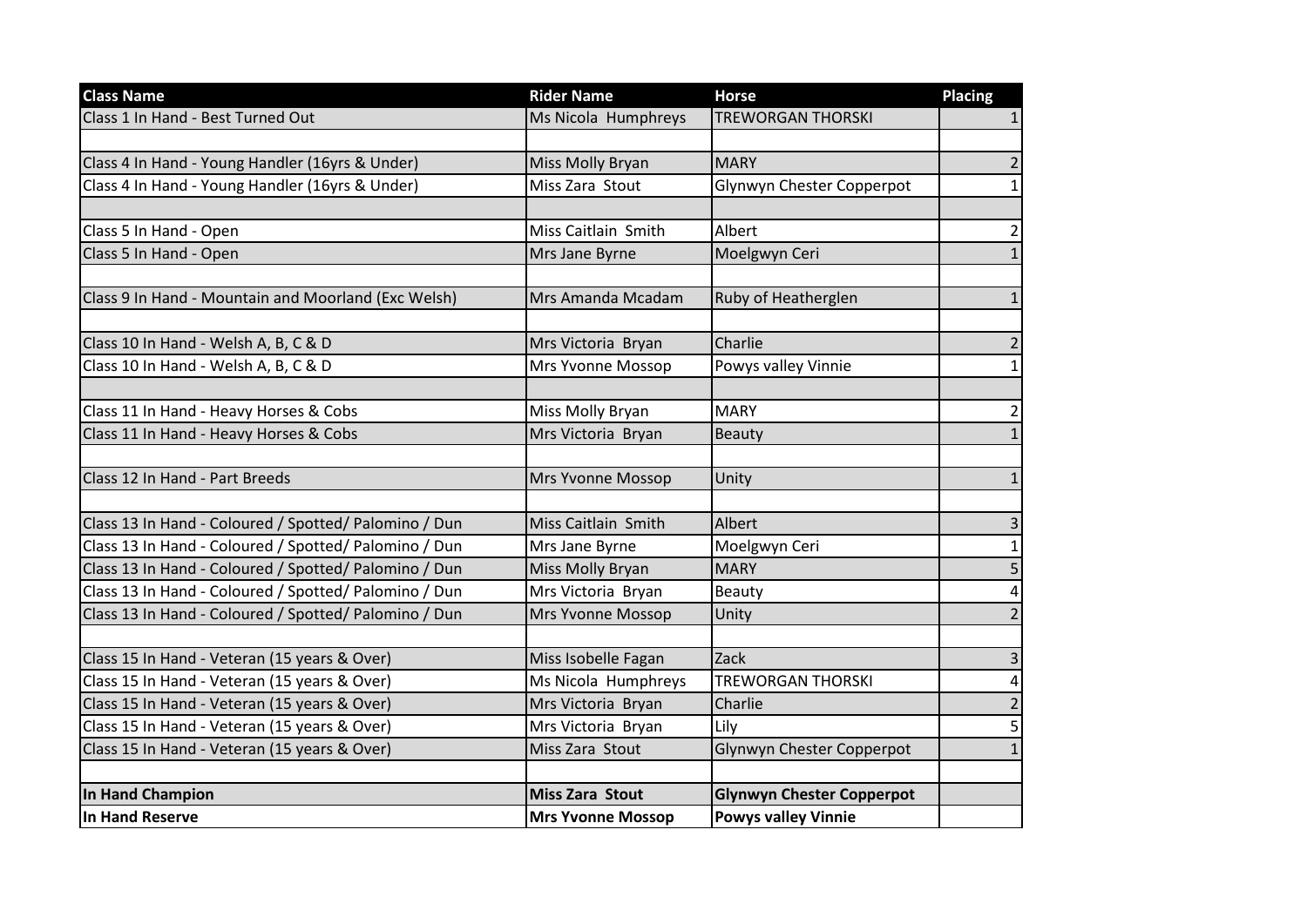| Class Name | Rider Name | Horse | Placing |
|---|---|---|---|
| Class 1 In Hand - Best Turned Out | Ms Nicola Humphreys | TREWORGAN THORSKI | 1 |
| | | | |
| Class 4 In Hand - Young Handler (16yrs & Under) | Miss Molly Bryan | MARY | 2 |
| Class 4 In Hand - Young Handler (16yrs & Under) | Miss Zara Stout | Glynwyn Chester Copperpot | 1 |
| | | | |
| Class 5 In Hand - Open | Miss Caitlain Smith | Albert | 2 |
| Class 5 In Hand - Open | Mrs Jane Byrne | Moelgwyn Ceri | 1 |
| | | | |
| Class 9 In Hand - Mountain and Moorland (Exc Welsh) | Mrs Amanda Mcadam | Ruby of Heatherglen | 1 |
| | | | |
| Class 10 In Hand - Welsh A, B, C & D | Mrs Victoria Bryan | Charlie | 2 |
| Class 10 In Hand - Welsh A, B, C & D | Mrs Yvonne Mossop | Powys valley Vinnie | 1 |
| | | | |
| Class 11 In Hand - Heavy Horses & Cobs | Miss Molly Bryan | MARY | 2 |
| Class 11 In Hand - Heavy Horses & Cobs | Mrs Victoria Bryan | Beauty | 1 |
| | | | |
| Class 12 In Hand - Part Breeds | Mrs Yvonne Mossop | Unity | 1 |
| | | | |
| Class 13 In Hand - Coloured / Spotted/ Palomino / Dun | Miss Caitlain Smith | Albert | 3 |
| Class 13 In Hand - Coloured / Spotted/ Palomino / Dun | Mrs Jane Byrne | Moelgwyn Ceri | 1 |
| Class 13 In Hand - Coloured / Spotted/ Palomino / Dun | Miss Molly Bryan | MARY | 5 |
| Class 13 In Hand - Coloured / Spotted/ Palomino / Dun | Mrs Victoria Bryan | Beauty | 4 |
| Class 13 In Hand - Coloured / Spotted/ Palomino / Dun | Mrs Yvonne Mossop | Unity | 2 |
| | | | |
| Class 15 In Hand - Veteran (15 years & Over) | Miss Isobelle Fagan | Zack | 3 |
| Class 15 In Hand - Veteran (15 years & Over) | Ms Nicola Humphreys | TREWORGAN THORSKI | 4 |
| Class 15 In Hand - Veteran (15 years & Over) | Mrs Victoria Bryan | Charlie | 2 |
| Class 15 In Hand - Veteran (15 years & Over) | Mrs Victoria Bryan | Lily | 5 |
| Class 15 In Hand - Veteran (15 years & Over) | Miss Zara Stout | Glynwyn Chester Copperpot | 1 |
| | | | |
| **In Hand Champion** | **Miss Zara Stout** | **Glynwyn Chester Copperpot** | |
| **In Hand Reserve** | **Mrs Yvonne Mossop** | **Powys valley Vinnie** | |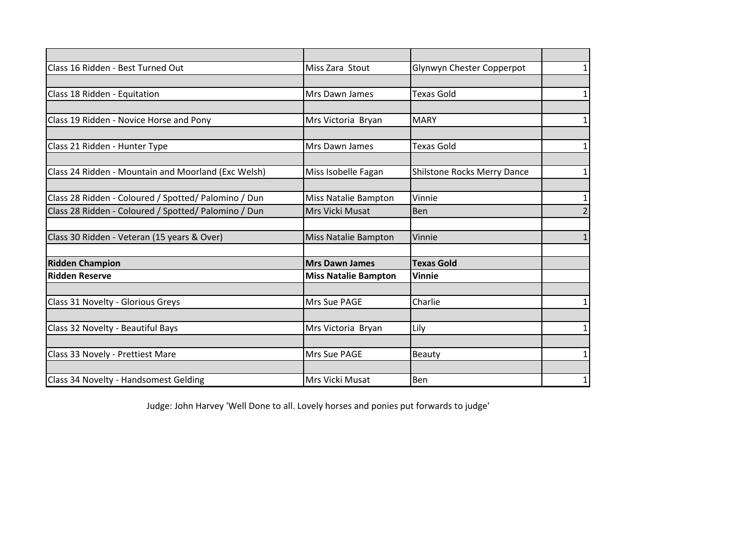| | | | |
|---|---|---|---|
| | | | |
| Class 16 Ridden - Best Turned Out | Miss Zara Stout | Glynwyn Chester Copperpot | 1 |
| | | | |
| Class 18 Ridden - Equitation | Mrs Dawn James | Texas Gold | 1 |
| | | | |
| Class 19 Ridden - Novice Horse and Pony | Mrs Victoria Bryan | MARY | 1 |
| | | | |
| Class 21 Ridden - Hunter Type | Mrs Dawn James | Texas Gold | 1 |
| | | | |
| Class 24 Ridden - Mountain and Moorland (Exc Welsh) | Miss Isobelle Fagan | Shilstone Rocks Merry Dance | 1 |
| | | | |
| Class 28 Ridden - Coloured / Spotted/ Palomino / Dun | Miss Natalie Bampton | Vinnie | 1 |
| Class 28 Ridden - Coloured / Spotted/ Palomino / Dun | Mrs Vicki Musat | Ben | 2 |
| | | | |
| Class 30 Ridden - Veteran (15 years & Over) | Miss Natalie Bampton | Vinnie | 1 |
| | | | |
| **Ridden Champion** | **Mrs Dawn James** | **Texas Gold** | |
| **Ridden Reserve** | **Miss Natalie Bampton** | **Vinnie** | |
| | | | |
| Class 31 Novelty - Glorious Greys | Mrs Sue PAGE | Charlie | 1 |
| | | | |
| Class 32 Novelty - Beautiful Bays | Mrs Victoria Bryan | Lily | 1 |
| | | | |
| Class 33 Novely - Prettiest Mare | Mrs Sue PAGE | Beauty | 1 |
| | | | |
| Class 34 Novelty - Handsomest Gelding | Mrs Vicki Musat | Ben | 1 |

Judge: John Harvey 'Well Done to all. Lovely horses and ponies put forwards to judge'